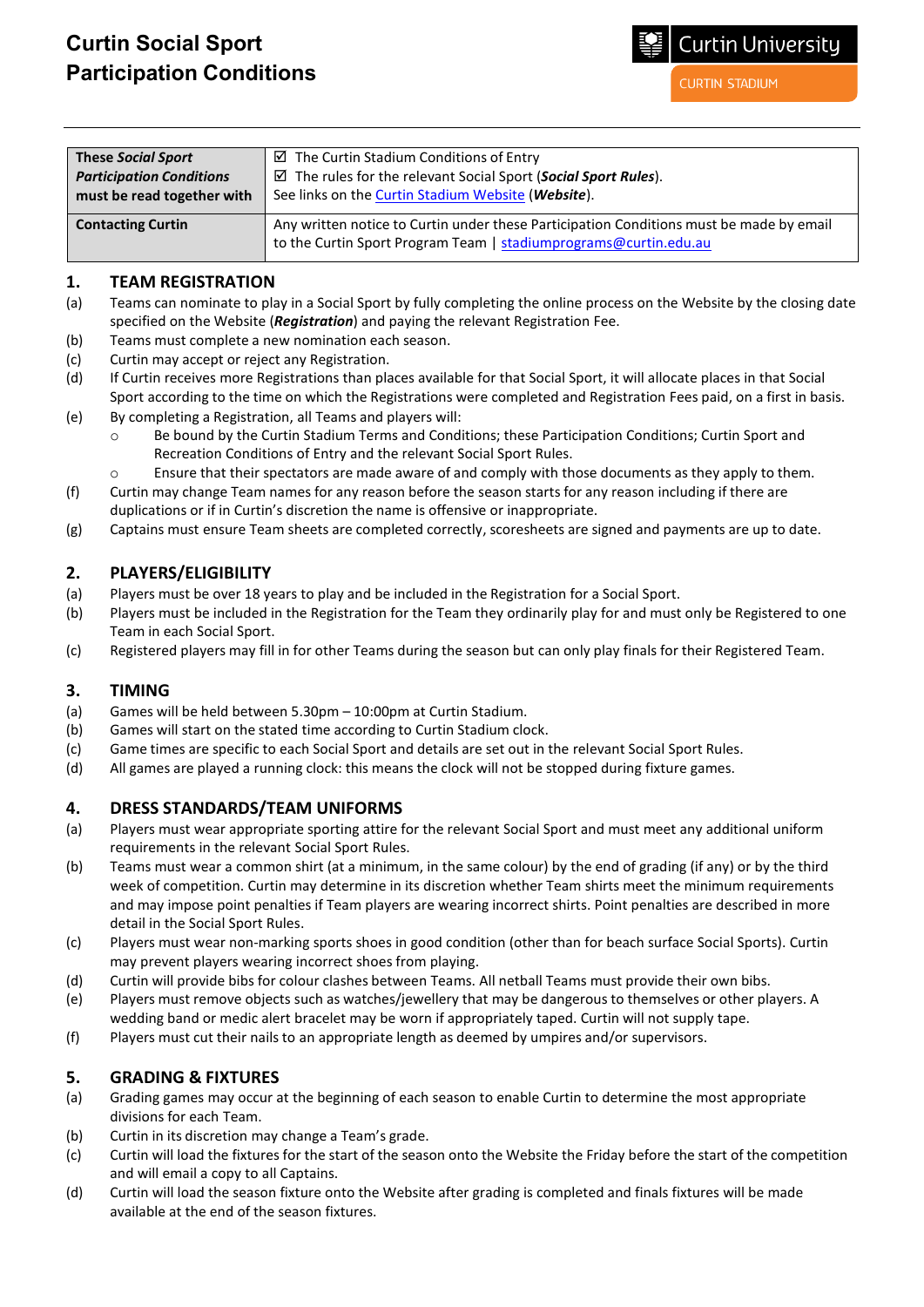# Curtin Social Sport Participation Conditions

Curtin University
CURTIN STADIUM

| **These *Social Sport Participation Conditions* must be read together with** | ☑ The Curtin Stadium Conditions of Entry<br>☑ The rules for the relevant Social Sport (***Social Sport Rules***).<br>See links on the Curtin Stadium Website (***Website***). |
|---|---|
| **Contacting Curtin** | Any written notice to Curtin under these Participation Conditions must be made by email to the Curtin Sport Program Team \| stadiumprograms@curtin.edu.au |

## 1. TEAM REGISTRATION

(a) Teams can nominate to play in a Social Sport by fully completing the online process on the Website by the closing date specified on the Website (***Registration***) and paying the relevant Registration Fee.

(b) Teams must complete a new nomination each season.

(c) Curtin may accept or reject any Registration.

(d) If Curtin receives more Registrations than places available for that Social Sport, it will allocate places in that Social Sport according to the time on which the Registrations were completed and Registration Fees paid, on a first in basis.

(e) By completing a Registration, all Teams and players will:
- Be bound by the Curtin Stadium Terms and Conditions; these Participation Conditions; Curtin Sport and Recreation Conditions of Entry and the relevant Social Sport Rules.
- Ensure that their spectators are made aware of and comply with those documents as they apply to them.

(f) Curtin may change Team names for any reason before the season starts for any reason including if there are duplications or if in Curtin's discretion the name is offensive or inappropriate.

(g) Captains must ensure Team sheets are completed correctly, scoresheets are signed and payments are up to date.

## 2. PLAYERS/ELIGIBILITY

(a) Players must be over 18 years to play and be included in the Registration for a Social Sport.

(b) Players must be included in the Registration for the Team they ordinarily play for and must only be Registered to one Team in each Social Sport.

(c) Registered players may fill in for other Teams during the season but can only play finals for their Registered Team.

## 3. TIMING

(a) Games will be held between 5.30pm – 10:00pm at Curtin Stadium.

(b) Games will start on the stated time according to Curtin Stadium clock.

(c) Game times are specific to each Social Sport and details are set out in the relevant Social Sport Rules.

(d) All games are played a running clock: this means the clock will not be stopped during fixture games.

## 4. DRESS STANDARDS/TEAM UNIFORMS

(a) Players must wear appropriate sporting attire for the relevant Social Sport and must meet any additional uniform requirements in the relevant Social Sport Rules.

(b) Teams must wear a common shirt (at a minimum, in the same colour) by the end of grading (if any) or by the third week of competition. Curtin may determine in its discretion whether Team shirts meet the minimum requirements and may impose point penalties if Team players are wearing incorrect shirts. Point penalties are described in more detail in the Social Sport Rules.

(c) Players must wear non-marking sports shoes in good condition (other than for beach surface Social Sports). Curtin may prevent players wearing incorrect shoes from playing.

(d) Curtin will provide bibs for colour clashes between Teams. All netball Teams must provide their own bibs.

(e) Players must remove objects such as watches/jewellery that may be dangerous to themselves or other players. A wedding band or medic alert bracelet may be worn if appropriately taped. Curtin will not supply tape.

(f) Players must cut their nails to an appropriate length as deemed by umpires and/or supervisors.

## 5. GRADING & FIXTURES

(a) Grading games may occur at the beginning of each season to enable Curtin to determine the most appropriate divisions for each Team.

(b) Curtin in its discretion may change a Team's grade.

(c) Curtin will load the fixtures for the start of the season onto the Website the Friday before the start of the competition and will email a copy to all Captains.

(d) Curtin will load the season fixture onto the Website after grading is completed and finals fixtures will be made available at the end of the season fixtures.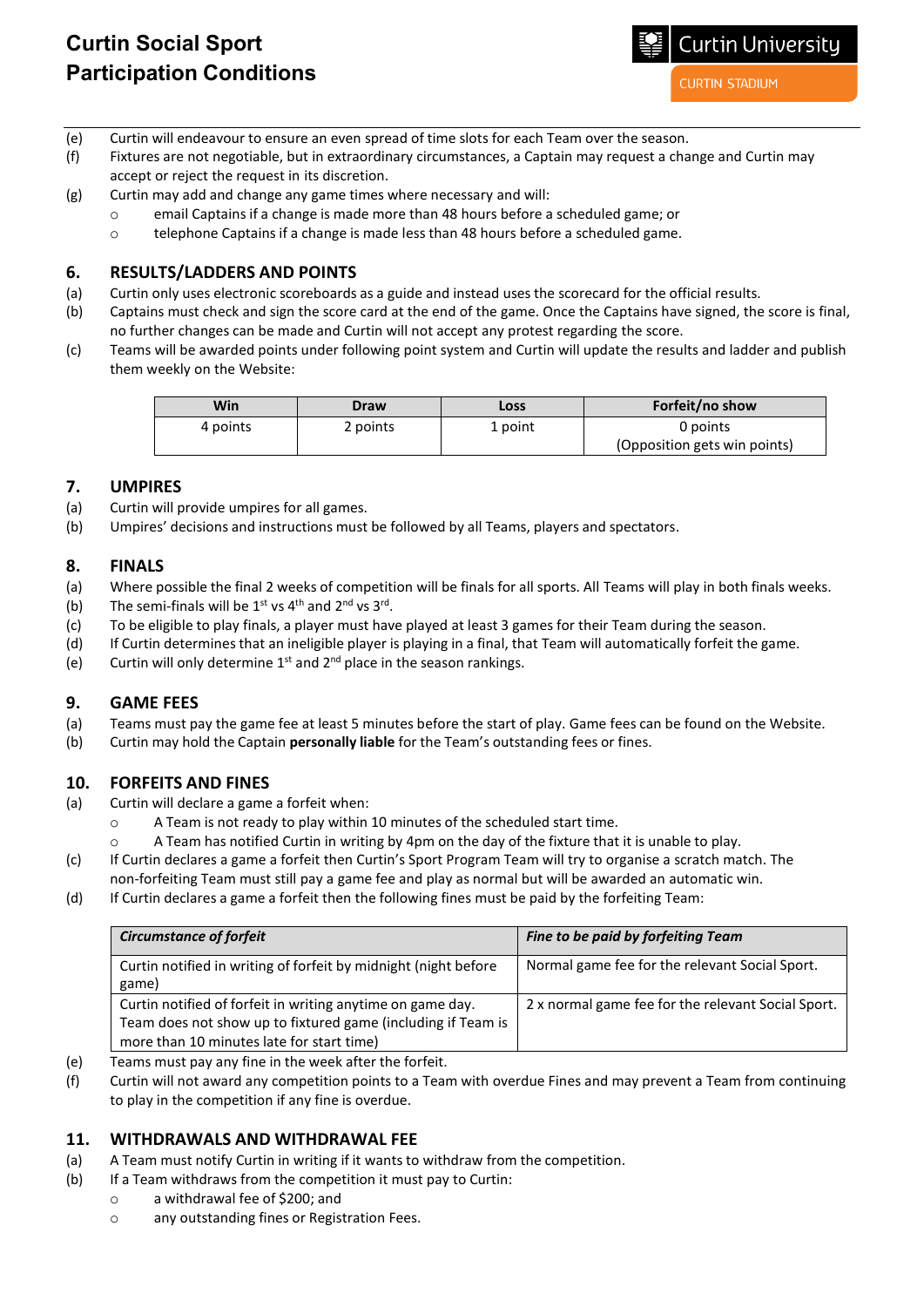(e) Curtin will endeavour to ensure an even spread of time slots for each Team over the season.

(f) Fixtures are not negotiable, but in extraordinary circumstances, a Captain may request a change and Curtin may accept or reject the request in its discretion.

(g) Curtin may add and change any game times where necessary and will:
- email Captains if a change is made more than 48 hours before a scheduled game; or
- telephone Captains if a change is made less than 48 hours before a scheduled game.

## 6. RESULTS/LADDERS AND POINTS

(a) Curtin only uses electronic scoreboards as a guide and instead uses the scorecard for the official results.

(b) Captains must check and sign the score card at the end of the game. Once the Captains have signed, the score is final, no further changes can be made and Curtin will not accept any protest regarding the score.

(c) Teams will be awarded points under following point system and Curtin will update the results and ladder and publish them weekly on the Website:

| Win | Draw | Loss | Forfeit/no show |
|---|---|---|---|
| 4 points | 2 points | 1 point | 0 points (Opposition gets win points) |

## 7. UMPIRES

(a) Curtin will provide umpires for all games.

(b) Umpires' decisions and instructions must be followed by all Teams, players and spectators.

## 8. FINALS

(a) Where possible the final 2 weeks of competition will be finals for all sports. All Teams will play in both finals weeks.

(b) The semi-finals will be 1st vs 4th and 2nd vs 3rd.

(c) To be eligible to play finals, a player must have played at least 3 games for their Team during the season.

(d) If Curtin determines that an ineligible player is playing in a final, that Team will automatically forfeit the game.

(e) Curtin will only determine 1st and 2nd place in the season rankings.

## 9. GAME FEES

(a) Teams must pay the game fee at least 5 minutes before the start of play. Game fees can be found on the Website.

(b) Curtin may hold the Captain **personally liable** for the Team's outstanding fees or fines.

## 10. FORFEITS AND FINES

(a) Curtin will declare a game a forfeit when:
- A Team is not ready to play within 10 minutes of the scheduled start time.
- A Team has notified Curtin in writing by 4pm on the day of the fixture that it is unable to play.

(c) If Curtin declares a game a forfeit then Curtin's Sport Program Team will try to organise a scratch match. The non-forfeiting Team must still pay a game fee and play as normal but will be awarded an automatic win.

(d) If Curtin declares a game a forfeit then the following fines must be paid by the forfeiting Team:

| *Circumstance of forfeit* | *Fine to be paid by forfeiting Team* |
|---|---|
| Curtin notified in writing of forfeit by midnight (night before game) | Normal game fee for the relevant Social Sport. |
| Curtin notified of forfeit in writing anytime on game day. Team does not show up to fixtured game (including if Team is more than 10 minutes late for start time) | 2 x normal game fee for the relevant Social Sport. |

(e) Teams must pay any fine in the week after the forfeit.

(f) Curtin will not award any competition points to a Team with overdue Fines and may prevent a Team from continuing to play in the competition if any fine is overdue.

## 11. WITHDRAWALS AND WITHDRAWAL FEE

(a) A Team must notify Curtin in writing if it wants to withdraw from the competition.

(b) If a Team withdraws from the competition it must pay to Curtin:
- a withdrawal fee of $200; and
- any outstanding fines or Registration Fees.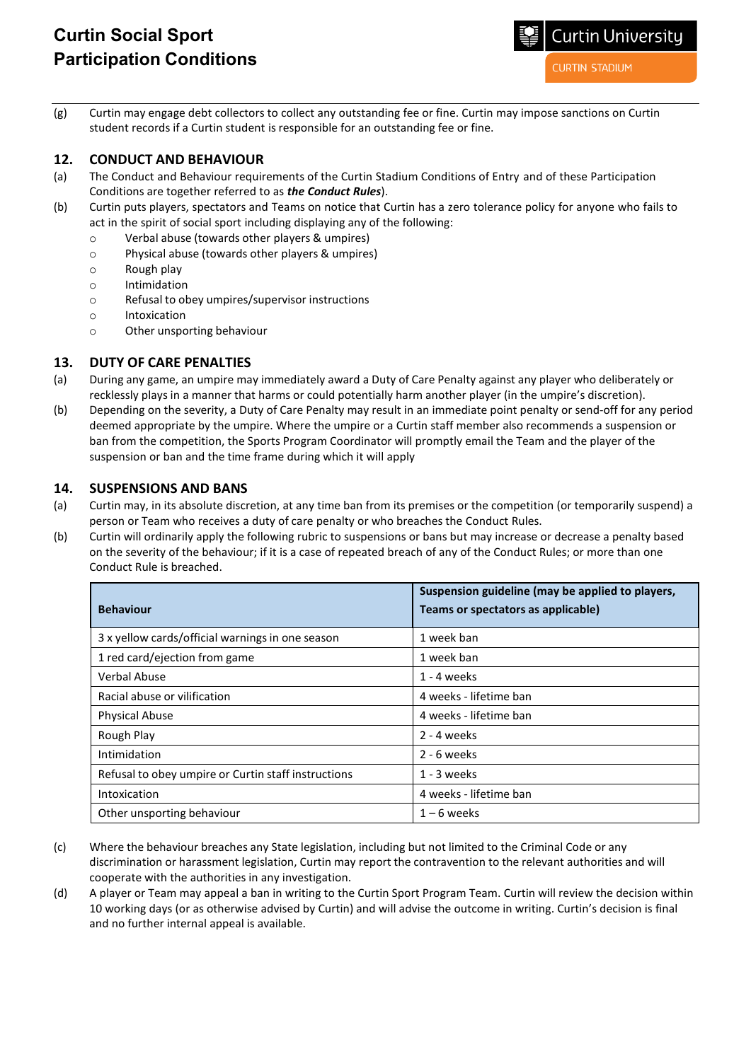(g) Curtin may engage debt collectors to collect any outstanding fee or fine. Curtin may impose sanctions on Curtin student records if a Curtin student is responsible for an outstanding fee or fine.

## 12. CONDUCT AND BEHAVIOUR

(a) The Conduct and Behaviour requirements of the Curtin Stadium Conditions of Entry and of these Participation Conditions are together referred to as ***the Conduct Rules***).

(b) Curtin puts players, spectators and Teams on notice that Curtin has a zero tolerance policy for anyone who fails to act in the spirit of social sport including displaying any of the following:

- Verbal abuse (towards other players & umpires)
- Physical abuse (towards other players & umpires)
- Rough play
- Intimidation
- Refusal to obey umpires/supervisor instructions
- Intoxication
- Other unsporting behaviour

## 13. DUTY OF CARE PENALTIES

(a) During any game, an umpire may immediately award a Duty of Care Penalty against any player who deliberately or recklessly plays in a manner that harms or could potentially harm another player (in the umpire's discretion).

(b) Depending on the severity, a Duty of Care Penalty may result in an immediate point penalty or send-off for any period deemed appropriate by the umpire. Where the umpire or a Curtin staff member also recommends a suspension or ban from the competition, the Sports Program Coordinator will promptly email the Team and the player of the suspension or ban and the time frame during which it will apply

## 14. SUSPENSIONS AND BANS

(a) Curtin may, in its absolute discretion, at any time ban from its premises or the competition (or temporarily suspend) a person or Team who receives a duty of care penalty or who breaches the Conduct Rules.

(b) Curtin will ordinarily apply the following rubric to suspensions or bans but may increase or decrease a penalty based on the severity of the behaviour; if it is a case of repeated breach of any of the Conduct Rules; or more than one Conduct Rule is breached.

| Behaviour | Suspension guideline (may be applied to players, Teams or spectators as applicable) |
|---|---|
| 3 x yellow cards/official warnings in one season | 1 week ban |
| 1 red card/ejection from game | 1 week ban |
| Verbal Abuse | 1 - 4 weeks |
| Racial abuse or vilification | 4 weeks - lifetime ban |
| Physical Abuse | 4 weeks - lifetime ban |
| Rough Play | 2 - 4 weeks |
| Intimidation | 2 - 6 weeks |
| Refusal to obey umpire or Curtin staff instructions | 1 - 3 weeks |
| Intoxication | 4 weeks - lifetime ban |
| Other unsporting behaviour | 1 – 6 weeks |

(c) Where the behaviour breaches any State legislation, including but not limited to the Criminal Code or any discrimination or harassment legislation, Curtin may report the contravention to the relevant authorities and will cooperate with the authorities in any investigation.

(d) A player or Team may appeal a ban in writing to the Curtin Sport Program Team. Curtin will review the decision within 10 working days (or as otherwise advised by Curtin) and will advise the outcome in writing. Curtin's decision is final and no further internal appeal is available.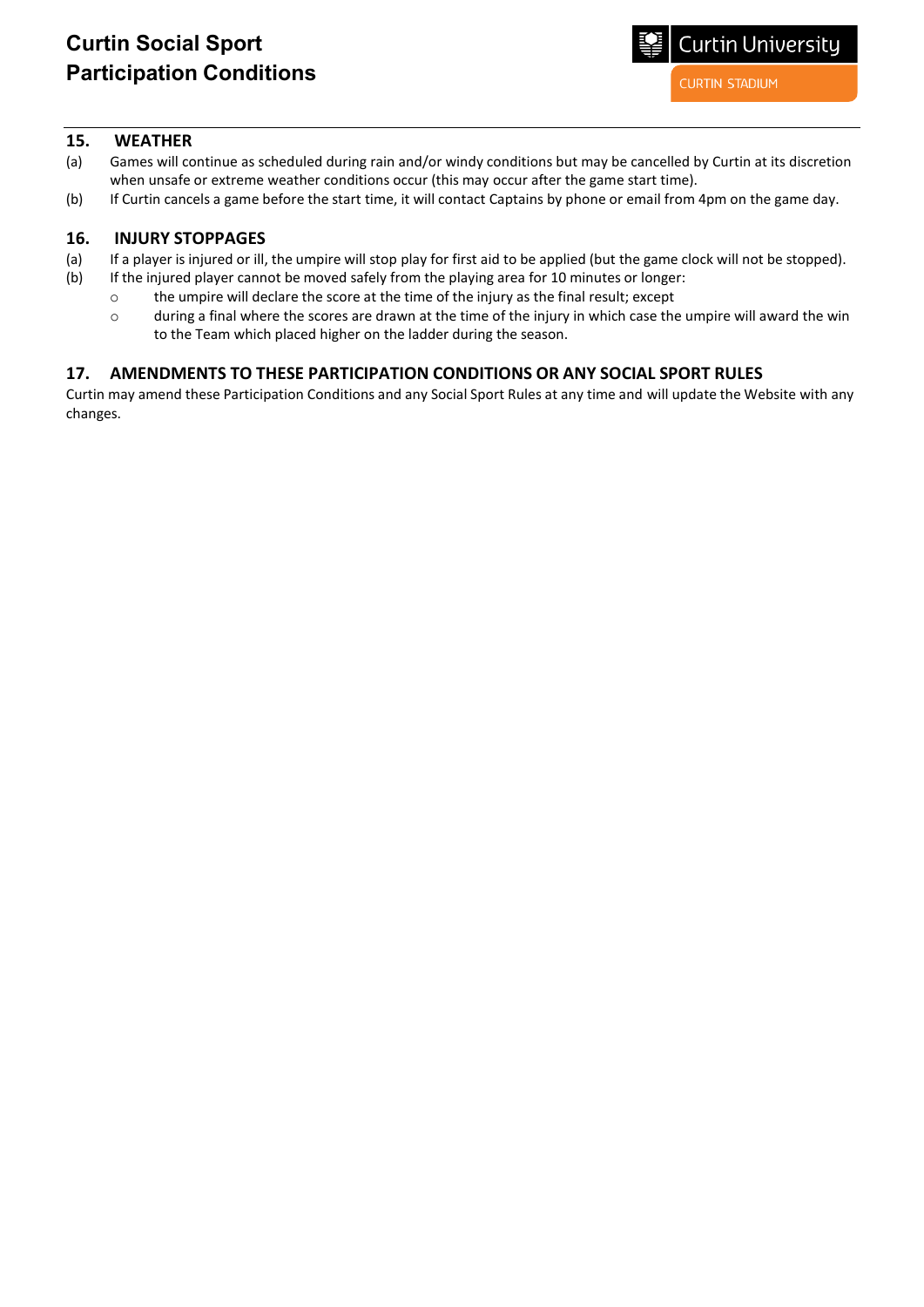## 15. WEATHER

(a) Games will continue as scheduled during rain and/or windy conditions but may be cancelled by Curtin at its discretion when unsafe or extreme weather conditions occur (this may occur after the game start time).

(b) If Curtin cancels a game before the start time, it will contact Captains by phone or email from 4pm on the game day.

## 16. INJURY STOPPAGES

(a) If a player is injured or ill, the umpire will stop play for first aid to be applied (but the game clock will not be stopped).

(b) If the injured player cannot be moved safely from the playing area for 10 minutes or longer:

- the umpire will declare the score at the time of the injury as the final result; except
- during a final where the scores are drawn at the time of the injury in which case the umpire will award the win to the Team which placed higher on the ladder during the season.

## 17. AMENDMENTS TO THESE PARTICIPATION CONDITIONS OR ANY SOCIAL SPORT RULES

Curtin may amend these Participation Conditions and any Social Sport Rules at any time and will update the Website with any changes.